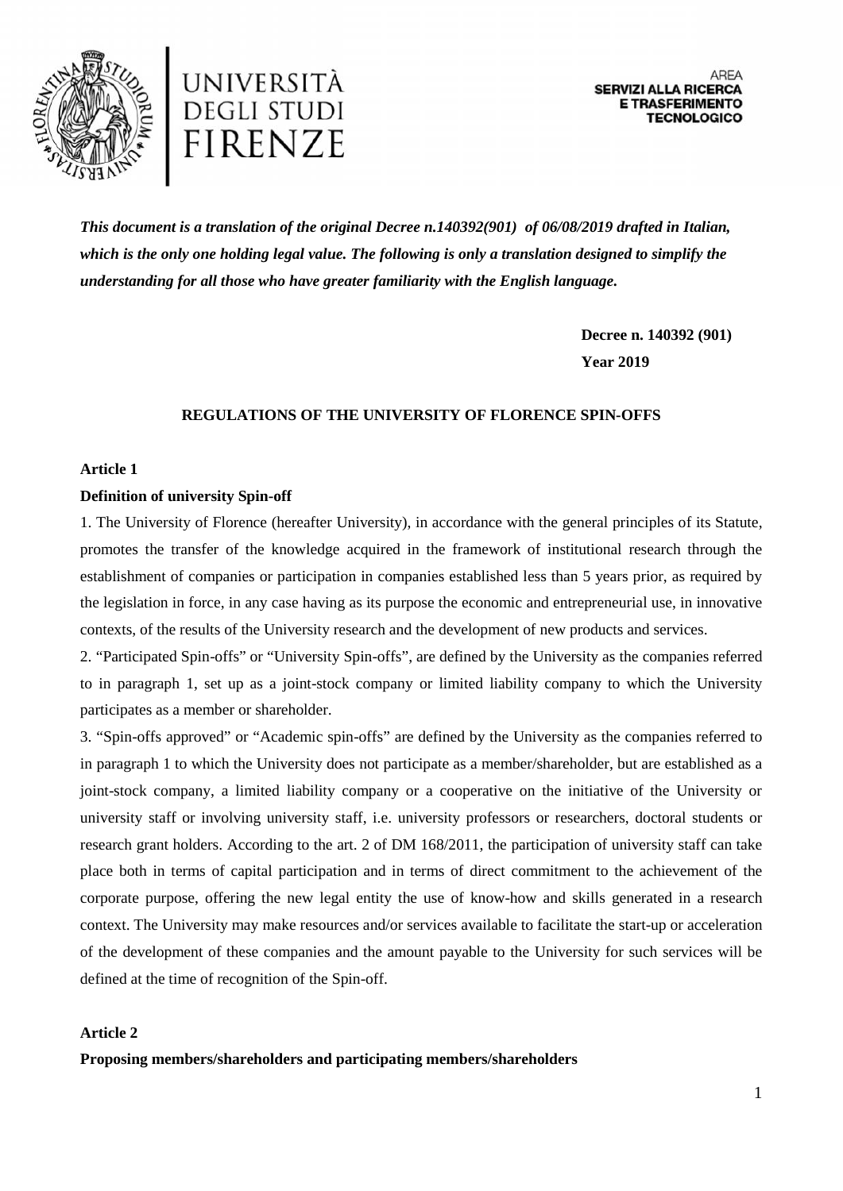UNIVERSITÀ DEGLI STUDI FIRENZE

AREA
**SERVIZI ALLA RICERCA E TRASFERIMENTO TECNOLOGICO**

***This document is a translation of the original Decree n.140392(901) of 06/08/2019 drafted in Italian, which is the only one holding legal value. The following is only a translation designed to simplify the understanding for all those who have greater familiarity with the English language.***

**Decree n. 140392 (901)**
**Year 2019**

# REGULATIONS OF THE UNIVERSITY OF FLORENCE SPIN-OFFS

## Article 1
### Definition of university Spin-off

1. The University of Florence (hereafter University), in accordance with the general principles of its Statute, promotes the transfer of the knowledge acquired in the framework of institutional research through the establishment of companies or participation in companies established less than 5 years prior, as required by the legislation in force, in any case having as its purpose the economic and entrepreneurial use, in innovative contexts, of the results of the University research and the development of new products and services.

2. "Participated Spin-offs" or "University Spin-offs", are defined by the University as the companies referred to in paragraph 1, set up as a joint-stock company or limited liability company to which the University participates as a member or shareholder.

3. "Spin-offs approved" or "Academic spin-offs" are defined by the University as the companies referred to in paragraph 1 to which the University does not participate as a member/shareholder, but are established as a joint-stock company, a limited liability company or a cooperative on the initiative of the University or university staff or involving university staff, i.e. university professors or researchers, doctoral students or research grant holders. According to the art. 2 of DM 168/2011, the participation of university staff can take place both in terms of capital participation and in terms of direct commitment to the achievement of the corporate purpose, offering the new legal entity the use of know-how and skills generated in a research context. The University may make resources and/or services available to facilitate the start-up or acceleration of the development of these companies and the amount payable to the University for such services will be defined at the time of recognition of the Spin-off.

## Article 2
### Proposing members/shareholders and participating members/shareholders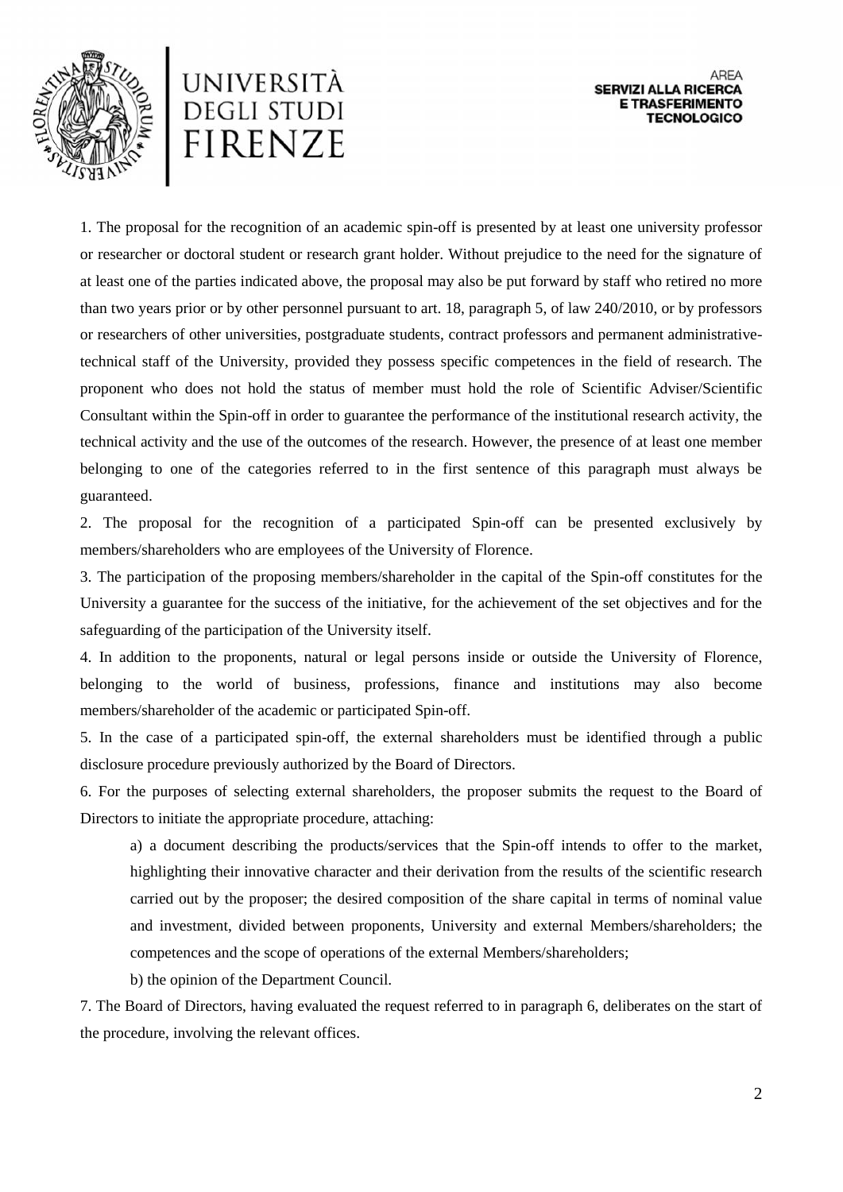1. The proposal for the recognition of an academic spin-off is presented by at least one university professor or researcher or doctoral student or research grant holder. Without prejudice to the need for the signature of at least one of the parties indicated above, the proposal may also be put forward by staff who retired no more than two years prior or by other personnel pursuant to art. 18, paragraph 5, of law 240/2010, or by professors or researchers of other universities, postgraduate students, contract professors and permanent administrative-technical staff of the University, provided they possess specific competences in the field of research. The proponent who does not hold the status of member must hold the role of Scientific Adviser/Scientific Consultant within the Spin-off in order to guarantee the performance of the institutional research activity, the technical activity and the use of the outcomes of the research. However, the presence of at least one member belonging to one of the categories referred to in the first sentence of this paragraph must always be guaranteed.

2. The proposal for the recognition of a participated Spin-off can be presented exclusively by members/shareholders who are employees of the University of Florence.

3. The participation of the proposing members/shareholder in the capital of the Spin-off constitutes for the University a guarantee for the success of the initiative, for the achievement of the set objectives and for the safeguarding of the participation of the University itself.

4. In addition to the proponents, natural or legal persons inside or outside the University of Florence, belonging to the world of business, professions, finance and institutions may also become members/shareholder of the academic or participated Spin-off.

5. In the case of a participated spin-off, the external shareholders must be identified through a public disclosure procedure previously authorized by the Board of Directors.

6. For the purposes of selecting external shareholders, the proposer submits the request to the Board of Directors to initiate the appropriate procedure, attaching:

   a) a document describing the products/services that the Spin-off intends to offer to the market, highlighting their innovative character and their derivation from the results of the scientific research carried out by the proposer; the desired composition of the share capital in terms of nominal value and investment, divided between proponents, University and external Members/shareholders; the competences and the scope of operations of the external Members/shareholders;

   b) the opinion of the Department Council.

7. The Board of Directors, having evaluated the request referred to in paragraph 6, deliberates on the start of the procedure, involving the relevant offices.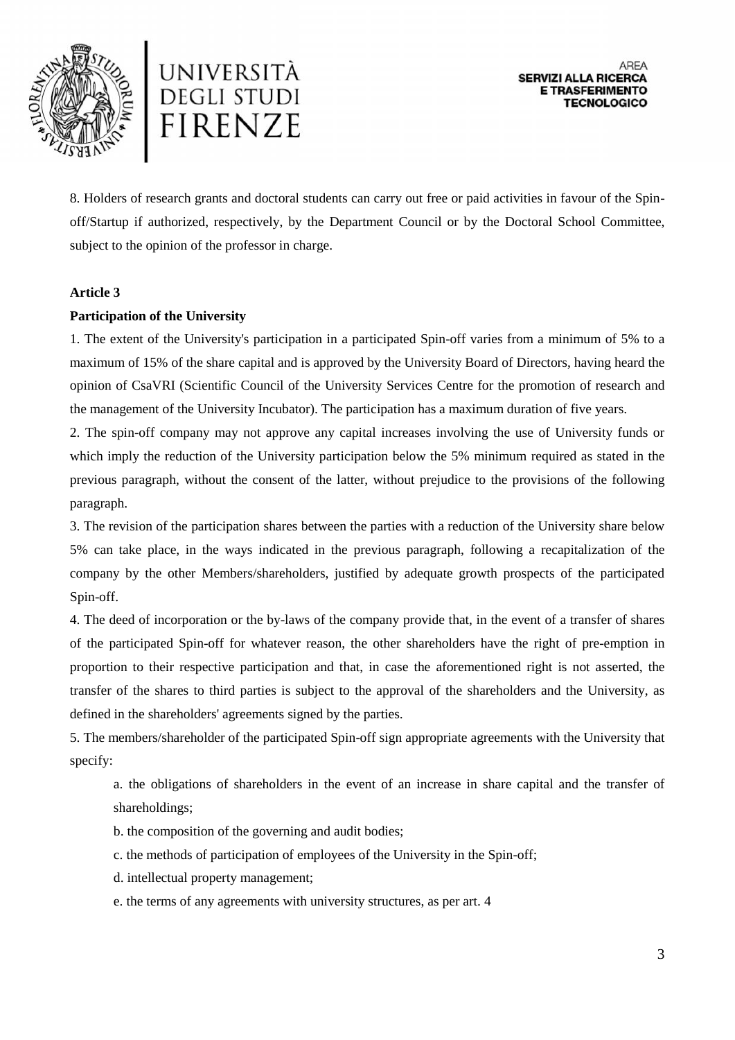8. Holders of research grants and doctoral students can carry out free or paid activities in favour of the Spin-off/Startup if authorized, respectively, by the Department Council or by the Doctoral School Committee, subject to the opinion of the professor in charge.

**Article 3**

**Participation of the University**

1. The extent of the University's participation in a participated Spin-off varies from a minimum of 5% to a maximum of 15% of the share capital and is approved by the University Board of Directors, having heard the opinion of CsaVRI (Scientific Council of the University Services Centre for the promotion of research and the management of the University Incubator). The participation has a maximum duration of five years.

2. The spin-off company may not approve any capital increases involving the use of University funds or which imply the reduction of the University participation below the 5% minimum required as stated in the previous paragraph, without the consent of the latter, without prejudice to the provisions of the following paragraph.

3. The revision of the participation shares between the parties with a reduction of the University share below 5% can take place, in the ways indicated in the previous paragraph, following a recapitalization of the company by the other Members/shareholders, justified by adequate growth prospects of the participated Spin-off.

4. The deed of incorporation or the by-laws of the company provide that, in the event of a transfer of shares of the participated Spin-off for whatever reason, the other shareholders have the right of pre-emption in proportion to their respective participation and that, in case the aforementioned right is not asserted, the transfer of the shares to third parties is subject to the approval of the shareholders and the University, as defined in the shareholders' agreements signed by the parties.

5. The members/shareholder of the participated Spin-off sign appropriate agreements with the University that specify:

   a. the obligations of shareholders in the event of an increase in share capital and the transfer of shareholdings;

   b. the composition of the governing and audit bodies;

   c. the methods of participation of employees of the University in the Spin-off;

   d. intellectual property management;

   e. the terms of any agreements with university structures, as per art. 4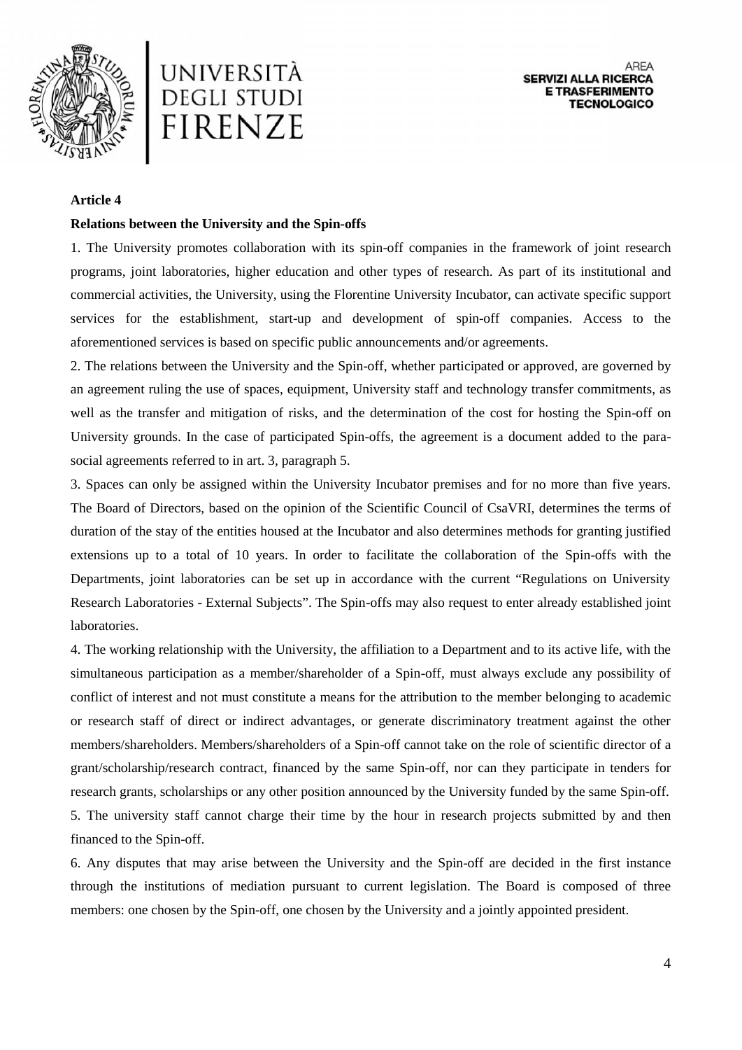**Article 4**

**Relations between the University and the Spin-offs**

1. The University promotes collaboration with its spin-off companies in the framework of joint research programs, joint laboratories, higher education and other types of research. As part of its institutional and commercial activities, the University, using the Florentine University Incubator, can activate specific support services for the establishment, start-up and development of spin-off companies. Access to the aforementioned services is based on specific public announcements and/or agreements.

2. The relations between the University and the Spin-off, whether participated or approved, are governed by an agreement ruling the use of spaces, equipment, University staff and technology transfer commitments, as well as the transfer and mitigation of risks, and the determination of the cost for hosting the Spin-off on University grounds. In the case of participated Spin-offs, the agreement is a document added to the para-social agreements referred to in art. 3, paragraph 5.

3. Spaces can only be assigned within the University Incubator premises and for no more than five years. The Board of Directors, based on the opinion of the Scientific Council of CsaVRI, determines the terms of duration of the stay of the entities housed at the Incubator and also determines methods for granting justified extensions up to a total of 10 years. In order to facilitate the collaboration of the Spin-offs with the Departments, joint laboratories can be set up in accordance with the current "Regulations on University Research Laboratories - External Subjects". The Spin-offs may also request to enter already established joint laboratories.

4. The working relationship with the University, the affiliation to a Department and to its active life, with the simultaneous participation as a member/shareholder of a Spin-off, must always exclude any possibility of conflict of interest and not must constitute a means for the attribution to the member belonging to academic or research staff of direct or indirect advantages, or generate discriminatory treatment against the other members/shareholders. Members/shareholders of a Spin-off cannot take on the role of scientific director of a grant/scholarship/research contract, financed by the same Spin-off, nor can they participate in tenders for research grants, scholarships or any other position announced by the University funded by the same Spin-off.

5. The university staff cannot charge their time by the hour in research projects submitted by and then financed to the Spin-off.

6. Any disputes that may arise between the University and the Spin-off are decided in the first instance through the institutions of mediation pursuant to current legislation. The Board is composed of three members: one chosen by the Spin-off, one chosen by the University and a jointly appointed president.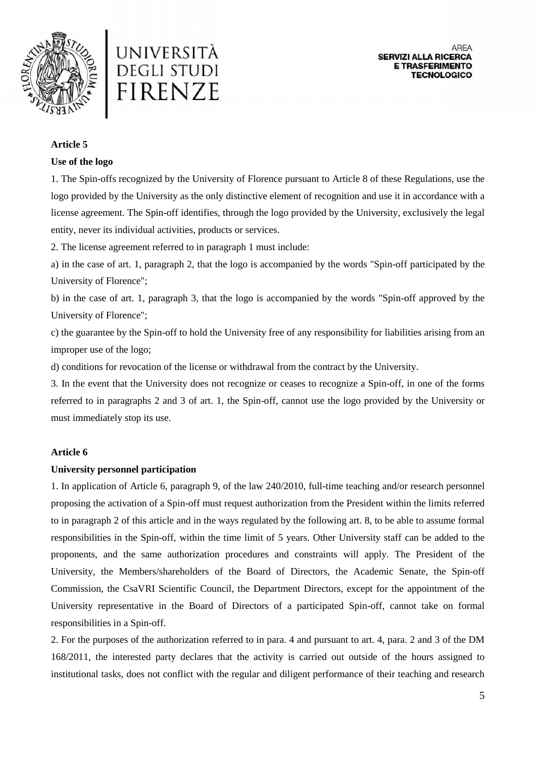**Article 5**

**Use of the logo**

1. The Spin-offs recognized by the University of Florence pursuant to Article 8 of these Regulations, use the logo provided by the University as the only distinctive element of recognition and use it in accordance with a license agreement. The Spin-off identifies, through the logo provided by the University, exclusively the legal entity, never its individual activities, products or services.

2. The license agreement referred to in paragraph 1 must include:

a) in the case of art. 1, paragraph 2, that the logo is accompanied by the words "Spin-off participated by the University of Florence";

b) in the case of art. 1, paragraph 3, that the logo is accompanied by the words "Spin-off approved by the University of Florence";

c) the guarantee by the Spin-off to hold the University free of any responsibility for liabilities arising from an improper use of the logo;

d) conditions for revocation of the license or withdrawal from the contract by the University.

3. In the event that the University does not recognize or ceases to recognize a Spin-off, in one of the forms referred to in paragraphs 2 and 3 of art. 1, the Spin-off, cannot use the logo provided by the University or must immediately stop its use.

**Article 6**

**University personnel participation**

1. In application of Article 6, paragraph 9, of the law 240/2010, full-time teaching and/or research personnel proposing the activation of a Spin-off must request authorization from the President within the limits referred to in paragraph 2 of this article and in the ways regulated by the following art. 8, to be able to assume formal responsibilities in the Spin-off, within the time limit of 5 years. Other University staff can be added to the proponents, and the same authorization procedures and constraints will apply. The President of the University, the Members/shareholders of the Board of Directors, the Academic Senate, the Spin-off Commission, the CsaVRI Scientific Council, the Department Directors, except for the appointment of the University representative in the Board of Directors of a participated Spin-off, cannot take on formal responsibilities in a Spin-off.

2. For the purposes of the authorization referred to in para. 4 and pursuant to art. 4, para. 2 and 3 of the DM 168/2011, the interested party declares that the activity is carried out outside of the hours assigned to institutional tasks, does not conflict with the regular and diligent performance of their teaching and research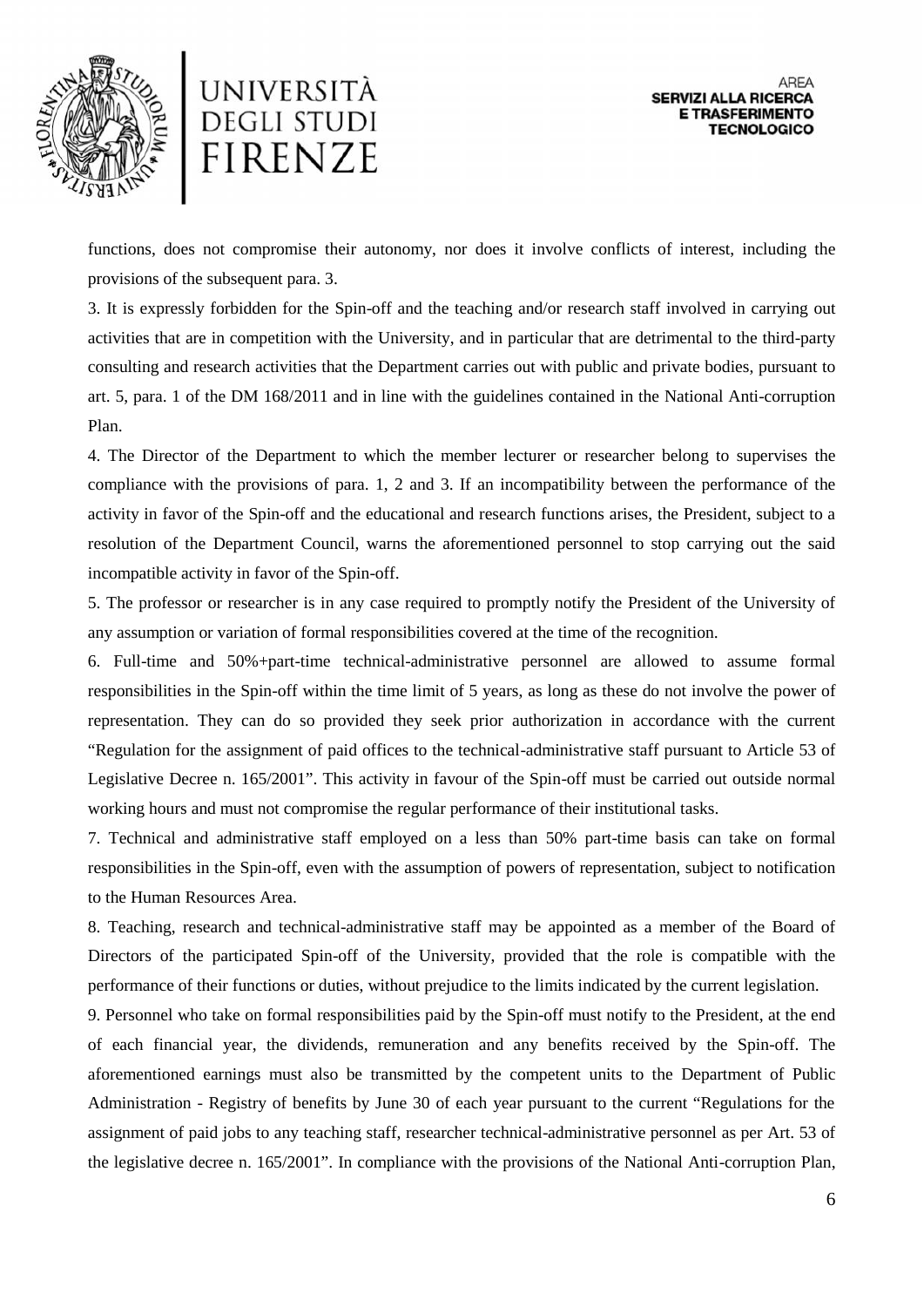functions, does not compromise their autonomy, nor does it involve conflicts of interest, including the provisions of the subsequent para. 3.

3. It is expressly forbidden for the Spin-off and the teaching and/or research staff involved in carrying out activities that are in competition with the University, and in particular that are detrimental to the third-party consulting and research activities that the Department carries out with public and private bodies, pursuant to art. 5, para. 1 of the DM 168/2011 and in line with the guidelines contained in the National Anti-corruption Plan.

4. The Director of the Department to which the member lecturer or researcher belong to supervises the compliance with the provisions of para. 1, 2 and 3. If an incompatibility between the performance of the activity in favor of the Spin-off and the educational and research functions arises, the President, subject to a resolution of the Department Council, warns the aforementioned personnel to stop carrying out the said incompatible activity in favor of the Spin-off.

5. The professor or researcher is in any case required to promptly notify the President of the University of any assumption or variation of formal responsibilities covered at the time of the recognition.

6. Full-time and 50%+part-time technical-administrative personnel are allowed to assume formal responsibilities in the Spin-off within the time limit of 5 years, as long as these do not involve the power of representation. They can do so provided they seek prior authorization in accordance with the current "Regulation for the assignment of paid offices to the technical-administrative staff pursuant to Article 53 of Legislative Decree n. 165/2001". This activity in favour of the Spin-off must be carried out outside normal working hours and must not compromise the regular performance of their institutional tasks.

7. Technical and administrative staff employed on a less than 50% part-time basis can take on formal responsibilities in the Spin-off, even with the assumption of powers of representation, subject to notification to the Human Resources Area.

8. Teaching, research and technical-administrative staff may be appointed as a member of the Board of Directors of the participated Spin-off of the University, provided that the role is compatible with the performance of their functions or duties, without prejudice to the limits indicated by the current legislation.

9. Personnel who take on formal responsibilities paid by the Spin-off must notify to the President, at the end of each financial year, the dividends, remuneration and any benefits received by the Spin-off. The aforementioned earnings must also be transmitted by the competent units to the Department of Public Administration - Registry of benefits by June 30 of each year pursuant to the current "Regulations for the assignment of paid jobs to any teaching staff, researcher technical-administrative personnel as per Art. 53 of the legislative decree n. 165/2001". In compliance with the provisions of the National Anti-corruption Plan,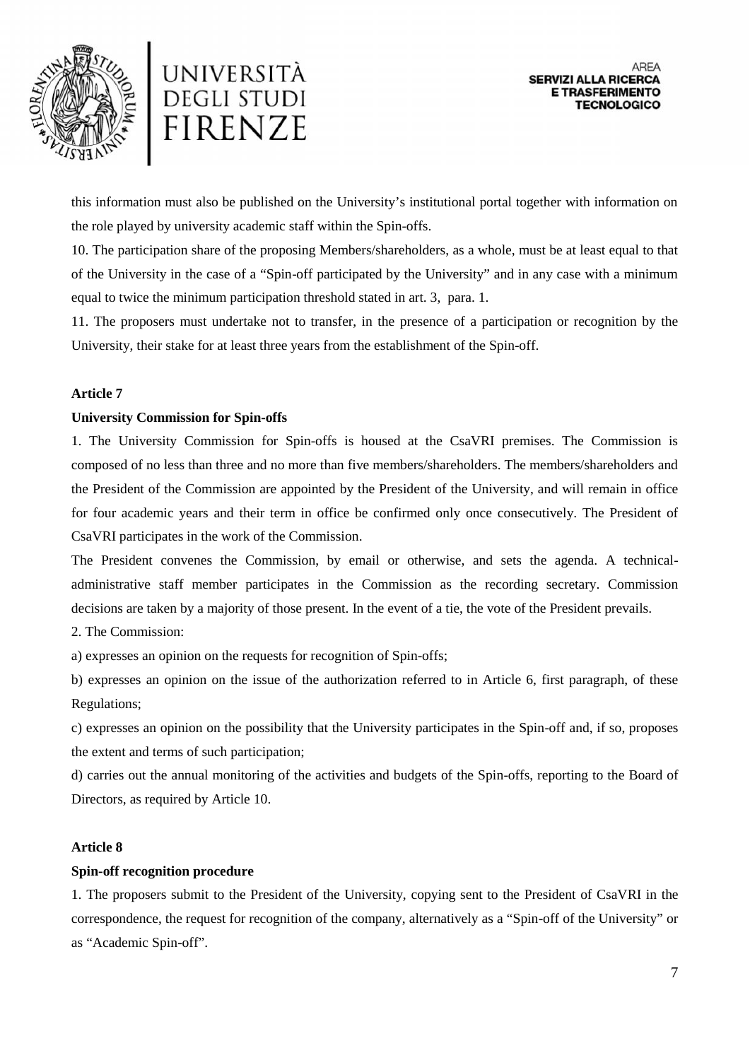this information must also be published on the University's institutional portal together with information on the role played by university academic staff within the Spin-offs.

10. The participation share of the proposing Members/shareholders, as a whole, must be at least equal to that of the University in the case of a "Spin-off participated by the University" and in any case with a minimum equal to twice the minimum participation threshold stated in art. 3, para. 1.

11. The proposers must undertake not to transfer, in the presence of a participation or recognition by the University, their stake for at least three years from the establishment of the Spin-off.

**Article 7**

**University Commission for Spin-offs**

1. The University Commission for Spin-offs is housed at the CsaVRI premises. The Commission is composed of no less than three and no more than five members/shareholders. The members/shareholders and the President of the Commission are appointed by the President of the University, and will remain in office for four academic years and their term in office be confirmed only once consecutively. The President of CsaVRI participates in the work of the Commission.

The President convenes the Commission, by email or otherwise, and sets the agenda. A technical-administrative staff member participates in the Commission as the recording secretary. Commission decisions are taken by a majority of those present. In the event of a tie, the vote of the President prevails.

2. The Commission:

a) expresses an opinion on the requests for recognition of Spin-offs;

b) expresses an opinion on the issue of the authorization referred to in Article 6, first paragraph, of these Regulations;

c) expresses an opinion on the possibility that the University participates in the Spin-off and, if so, proposes the extent and terms of such participation;

d) carries out the annual monitoring of the activities and budgets of the Spin-offs, reporting to the Board of Directors, as required by Article 10.

**Article 8**

**Spin-off recognition procedure**

1. The proposers submit to the President of the University, copying sent to the President of CsaVRI in the correspondence, the request for recognition of the company, alternatively as a "Spin-off of the University" or as "Academic Spin-off".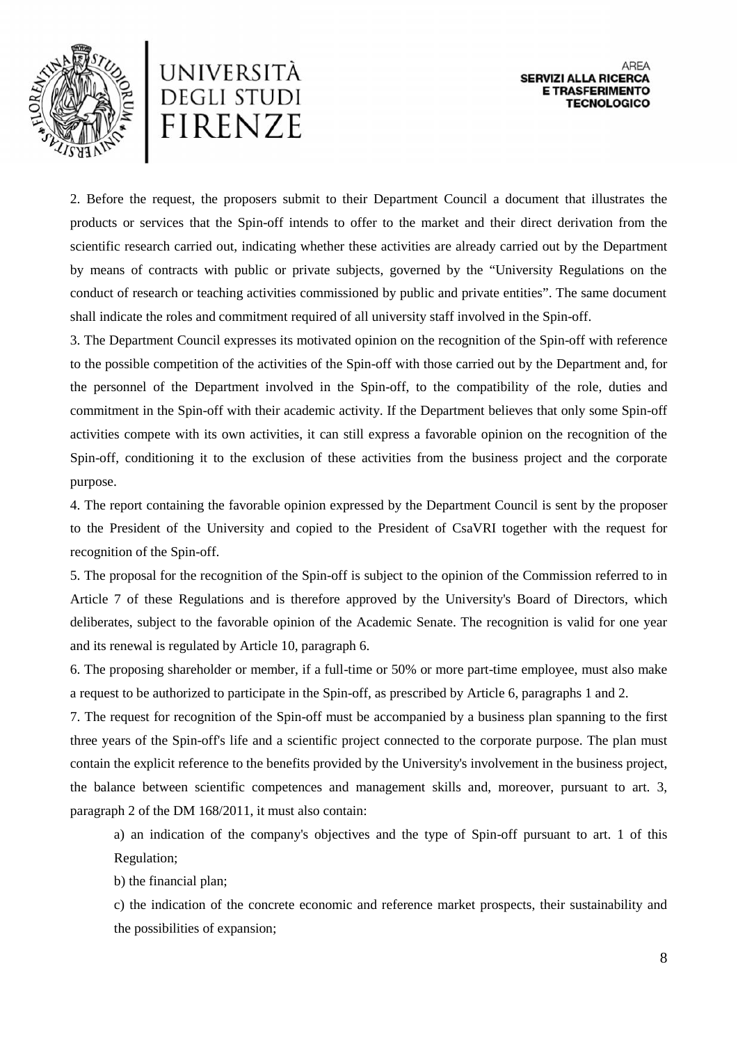2. Before the request, the proposers submit to their Department Council a document that illustrates the products or services that the Spin-off intends to offer to the market and their direct derivation from the scientific research carried out, indicating whether these activities are already carried out by the Department by means of contracts with public or private subjects, governed by the "University Regulations on the conduct of research or teaching activities commissioned by public and private entities". The same document shall indicate the roles and commitment required of all university staff involved in the Spin-off.

3. The Department Council expresses its motivated opinion on the recognition of the Spin-off with reference to the possible competition of the activities of the Spin-off with those carried out by the Department and, for the personnel of the Department involved in the Spin-off, to the compatibility of the role, duties and commitment in the Spin-off with their academic activity. If the Department believes that only some Spin-off activities compete with its own activities, it can still express a favorable opinion on the recognition of the Spin-off, conditioning it to the exclusion of these activities from the business project and the corporate purpose.

4. The report containing the favorable opinion expressed by the Department Council is sent by the proposer to the President of the University and copied to the President of CsaVRI together with the request for recognition of the Spin-off.

5. The proposal for the recognition of the Spin-off is subject to the opinion of the Commission referred to in Article 7 of these Regulations and is therefore approved by the University's Board of Directors, which deliberates, subject to the favorable opinion of the Academic Senate. The recognition is valid for one year and its renewal is regulated by Article 10, paragraph 6.

6. The proposing shareholder or member, if a full-time or 50% or more part-time employee, must also make a request to be authorized to participate in the Spin-off, as prescribed by Article 6, paragraphs 1 and 2.

7. The request for recognition of the Spin-off must be accompanied by a business plan spanning to the first three years of the Spin-off's life and a scientific project connected to the corporate purpose. The plan must contain the explicit reference to the benefits provided by the University's involvement in the business project, the balance between scientific competences and management skills and, moreover, pursuant to art. 3, paragraph 2 of the DM 168/2011, it must also contain:

a) an indication of the company's objectives and the type of Spin-off pursuant to art. 1 of this Regulation;

b) the financial plan;

c) the indication of the concrete economic and reference market prospects, their sustainability and the possibilities of expansion;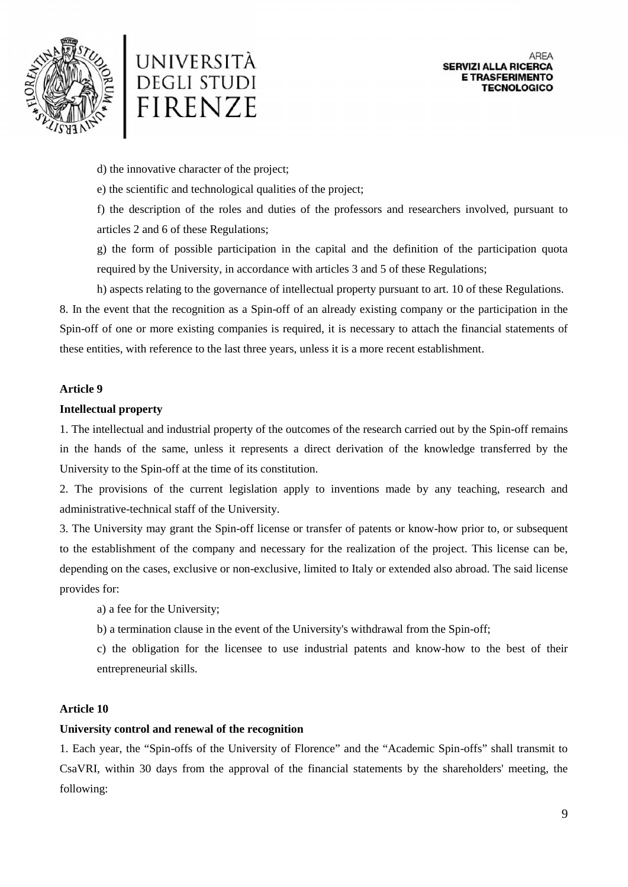d) the innovative character of the project;

e) the scientific and technological qualities of the project;

f) the description of the roles and duties of the professors and researchers involved, pursuant to articles 2 and 6 of these Regulations;

g) the form of possible participation in the capital and the definition of the participation quota required by the University, in accordance with articles 3 and 5 of these Regulations;

h) aspects relating to the governance of intellectual property pursuant to art. 10 of these Regulations.

8. In the event that the recognition as a Spin-off of an already existing company or the participation in the Spin-off of one or more existing companies is required, it is necessary to attach the financial statements of these entities, with reference to the last three years, unless it is a more recent establishment.

**Article 9**

**Intellectual property**

1. The intellectual and industrial property of the outcomes of the research carried out by the Spin-off remains in the hands of the same, unless it represents a direct derivation of the knowledge transferred by the University to the Spin-off at the time of its constitution.

2. The provisions of the current legislation apply to inventions made by any teaching, research and administrative-technical staff of the University.

3. The University may grant the Spin-off license or transfer of patents or know-how prior to, or subsequent to the establishment of the company and necessary for the realization of the project. This license can be, depending on the cases, exclusive or non-exclusive, limited to Italy or extended also abroad. The said license provides for:

a) a fee for the University;

b) a termination clause in the event of the University's withdrawal from the Spin-off;

c) the obligation for the licensee to use industrial patents and know-how to the best of their entrepreneurial skills.

**Article 10**

**University control and renewal of the recognition**

1. Each year, the "Spin-offs of the University of Florence" and the "Academic Spin-offs" shall transmit to CsaVRI, within 30 days from the approval of the financial statements by the shareholders' meeting, the following: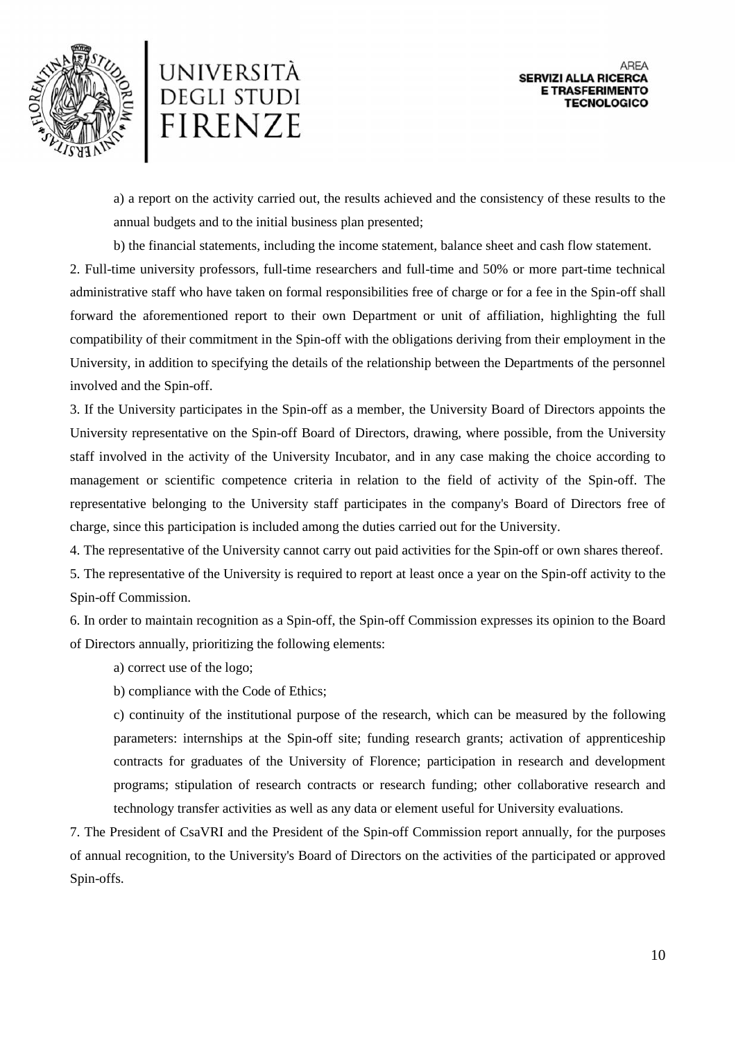a) a report on the activity carried out, the results achieved and the consistency of these results to the annual budgets and to the initial business plan presented;

b) the financial statements, including the income statement, balance sheet and cash flow statement.

2. Full-time university professors, full-time researchers and full-time and 50% or more part-time technical administrative staff who have taken on formal responsibilities free of charge or for a fee in the Spin-off shall forward the aforementioned report to their own Department or unit of affiliation, highlighting the full compatibility of their commitment in the Spin-off with the obligations deriving from their employment in the University, in addition to specifying the details of the relationship between the Departments of the personnel involved and the Spin-off.

3. If the University participates in the Spin-off as a member, the University Board of Directors appoints the University representative on the Spin-off Board of Directors, drawing, where possible, from the University staff involved in the activity of the University Incubator, and in any case making the choice according to management or scientific competence criteria in relation to the field of activity of the Spin-off. The representative belonging to the University staff participates in the company's Board of Directors free of charge, since this participation is included among the duties carried out for the University.

4. The representative of the University cannot carry out paid activities for the Spin-off or own shares thereof.

5. The representative of the University is required to report at least once a year on the Spin-off activity to the Spin-off Commission.

6. In order to maintain recognition as a Spin-off, the Spin-off Commission expresses its opinion to the Board of Directors annually, prioritizing the following elements:

a) correct use of the logo;

b) compliance with the Code of Ethics;

c) continuity of the institutional purpose of the research, which can be measured by the following parameters: internships at the Spin-off site; funding research grants; activation of apprenticeship contracts for graduates of the University of Florence; participation in research and development programs; stipulation of research contracts or research funding; other collaborative research and technology transfer activities as well as any data or element useful for University evaluations.

7. The President of CsaVRI and the President of the Spin-off Commission report annually, for the purposes of annual recognition, to the University's Board of Directors on the activities of the participated or approved Spin-offs.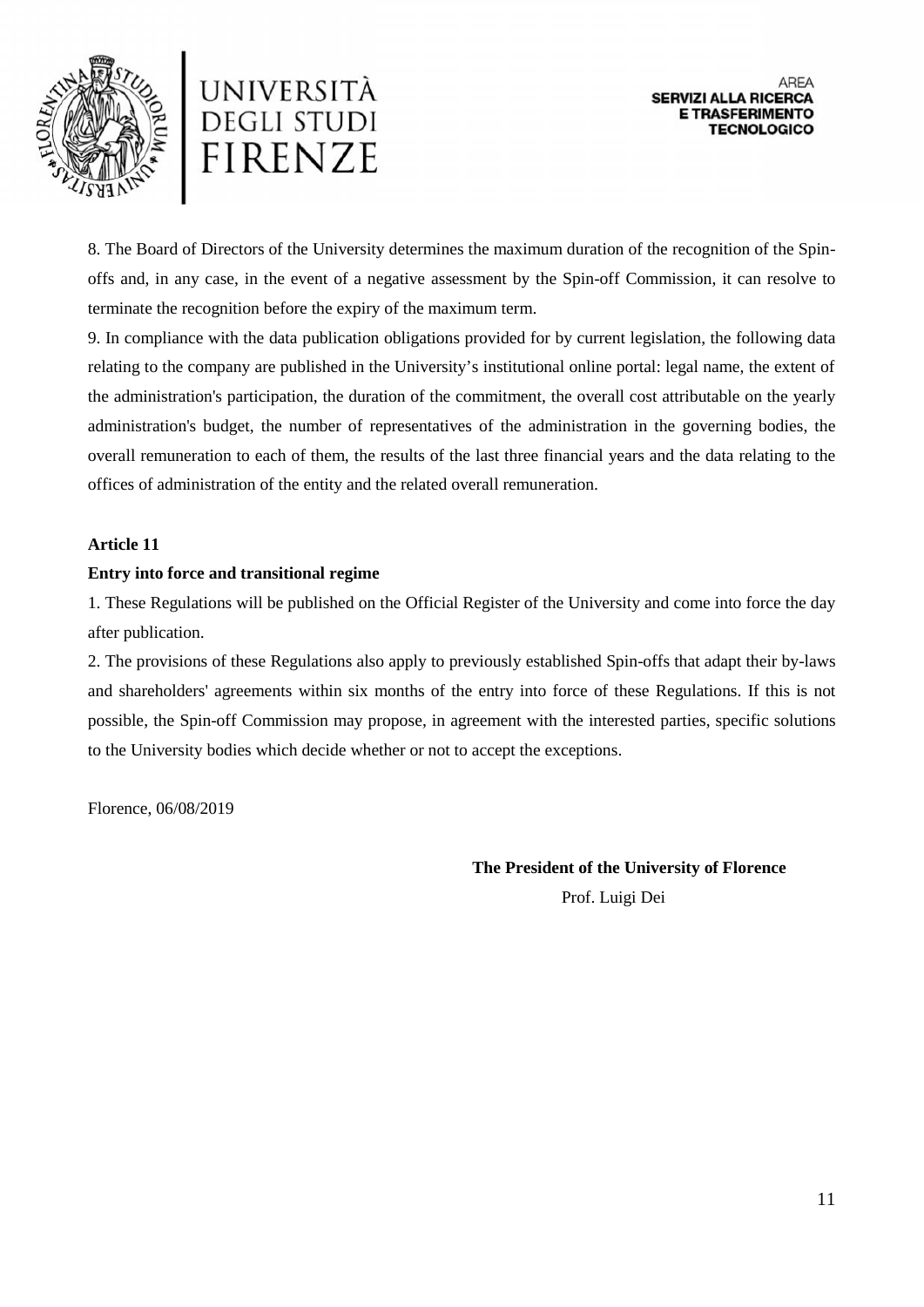8. The Board of Directors of the University determines the maximum duration of the recognition of the Spin-offs and, in any case, in the event of a negative assessment by the Spin-off Commission, it can resolve to terminate the recognition before the expiry of the maximum term.

9. In compliance with the data publication obligations provided for by current legislation, the following data relating to the company are published in the University's institutional online portal: legal name, the extent of the administration's participation, the duration of the commitment, the overall cost attributable on the yearly administration's budget, the number of representatives of the administration in the governing bodies, the overall remuneration to each of them, the results of the last three financial years and the data relating to the offices of administration of the entity and the related overall remuneration.

**Article 11**

**Entry into force and transitional regime**

1. These Regulations will be published on the Official Register of the University and come into force the day after publication.

2. The provisions of these Regulations also apply to previously established Spin-offs that adapt their by-laws and shareholders' agreements within six months of the entry into force of these Regulations. If this is not possible, the Spin-off Commission may propose, in agreement with the interested parties, specific solutions to the University bodies which decide whether or not to accept the exceptions.

Florence, 06/08/2019

**The President of the University of Florence**

Prof. Luigi Dei